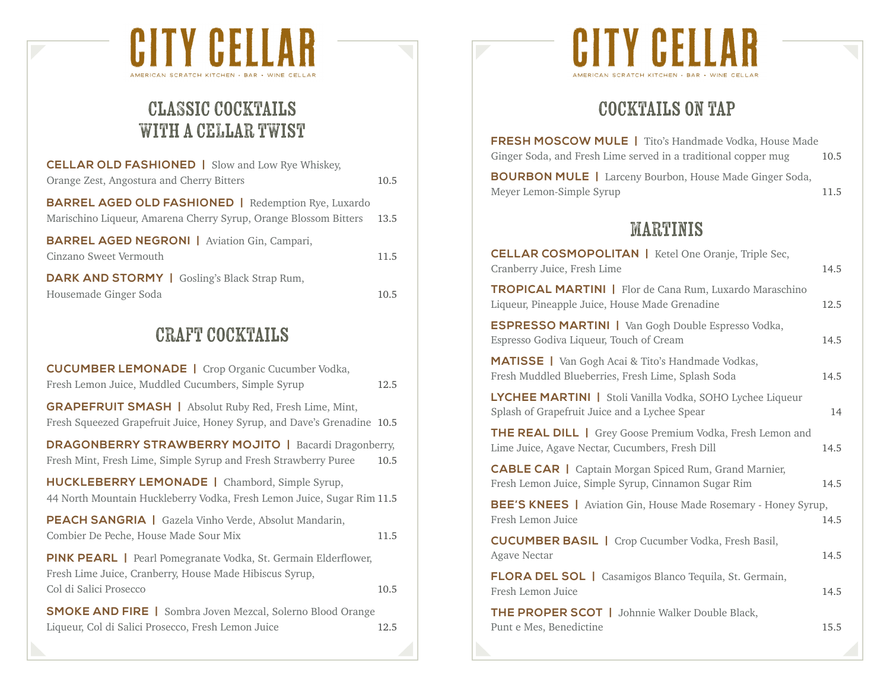# CITY CELLAR

AMERICAN SCRATCH KITCHEN · BAR · WINE CELLAR

## CLASSIC COCKTAILS WITH A CELLAR TWIST

**CELLAR OLD FASHIONED** | Slow and Low Rye Whiskey, Orange Zest, Angostura and Cherry Bitters — 10.5

**BARREL AGED OLD FASHIONED** | Redemption Rye, Luxardo Marischino Liqueur, Amarena Cherry Syrup, Orange Blossom Bitters — 13.5

**BARREL AGED NEGRONI** | Aviation Gin, Campari, Cinzano Sweet Vermouth — 11.5

**DARK AND STORMY** | Gosling's Black Strap Rum, Housemade Ginger Soda — 10.5

## CRAFT COCKTAILS

**CUCUMBER LEMONADE** | Crop Organic Cucumber Vodka, Fresh Lemon Juice, Muddled Cucumbers, Simple Syrup — 12.5

**GRAPEFRUIT SMASH** | Absolut Ruby Red, Fresh Lime, Mint, Fresh Squeezed Grapefruit Juice, Honey Syrup, and Dave's Grenadine — 10.5

**DRAGONBERRY STRAWBERRY MOJITO** | Bacardi Dragonberry, Fresh Mint, Fresh Lime, Simple Syrup and Fresh Strawberry Puree — 10.5

**HUCKLEBERRY LEMONADE** | Chambord, Simple Syrup, 44 North Mountain Huckleberry Vodka, Fresh Lemon Juice, Sugar Rim — 11.5

**PEACH SANGRIA** | Gazela Vinho Verde, Absolut Mandarin, Combier De Peche, House Made Sour Mix — 11.5

**PINK PEARL** | Pearl Pomegranate Vodka, St. Germain Elderflower, Fresh Lime Juice, Cranberry, House Made Hibiscus Syrup, Col di Salici Prosecco — 10.5

**SMOKE AND FIRE** | Sombra Joven Mezcal, Solerno Blood Orange Liqueur, Col di Salici Prosecco, Fresh Lemon Juice — 12.5

# CITY CELLAR

AMERICAN SCRATCH KITCHEN · BAR · WINE CELLAR

## COCKTAILS ON TAP

**FRESH MOSCOW MULE** | Tito's Handmade Vodka, House Made Ginger Soda, and Fresh Lime served in a traditional copper mug — 10.5

**BOURBON MULE** | Larceny Bourbon, House Made Ginger Soda, Meyer Lemon-Simple Syrup — 11.5

## MARTINIS

**CELLAR COSMOPOLITAN** | Ketel One Oranje, Triple Sec, Cranberry Juice, Fresh Lime — 14.5

**TROPICAL MARTINI** | Flor de Cana Rum, Luxardo Maraschino Liqueur, Pineapple Juice, House Made Grenadine — 12.5

**ESPRESSO MARTINI** | Van Gogh Double Espresso Vodka, Espresso Godiva Liqueur, Touch of Cream — 14.5

**MATISSE** | Van Gogh Acai & Tito's Handmade Vodkas, Fresh Muddled Blueberries, Fresh Lime, Splash Soda — 14.5

**LYCHEE MARTINI** | Stoli Vanilla Vodka, SOHO Lychee Liqueur Splash of Grapefruit Juice and a Lychee Spear — 14

**THE REAL DILL** | Grey Goose Premium Vodka, Fresh Lemon and Lime Juice, Agave Nectar, Cucumbers, Fresh Dill — 14.5

**CABLE CAR** | Captain Morgan Spiced Rum, Grand Marnier, Fresh Lemon Juice, Simple Syrup, Cinnamon Sugar Rim — 14.5

**BEE'S KNEES** | Aviation Gin, House Made Rosemary - Honey Syrup, Fresh Lemon Juice — 14.5

**CUCUMBER BASIL** | Crop Cucumber Vodka, Fresh Basil, Agave Nectar — 14.5

**FLORA DEL SOL** | Casamigos Blanco Tequila, St. Germain, Fresh Lemon Juice — 14.5

**THE PROPER SCOT** | Johnnie Walker Double Black, Punt e Mes, Benedictine — 15.5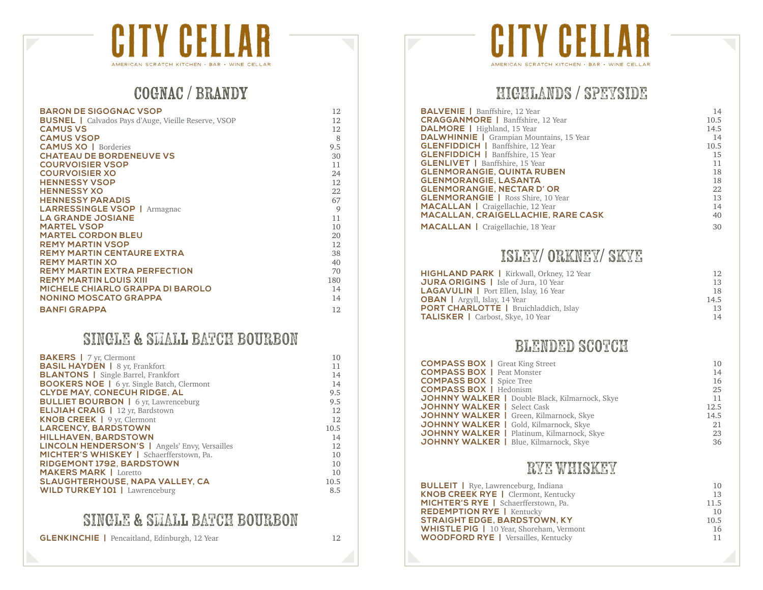# CITY CELLAR

AMERICAN SCRATCH KITCHEN · BAR · WINE CELLAR

## COGNAC / BRANDY

| | |
|---|---|
| **BARON DE SIGOGNAC VSOP** | 12 |
| **BUSNEL** \| Calvados Pays d'Auge, Vieille Reserve, VSOP | 12 |
| **CAMUS VS** | 12 |
| **CAMUS VSOP** | 8 |
| **CAMUS XO** \| Borderies | 9.5 |
| **CHATEAU DE BORDENEUVE VS** | 30 |
| **COURVOISIER VSOP** | 11 |
| **COURVOISIER XO** | 24 |
| **HENNESSY VSOP** | 12 |
| **HENNESSY XO** | 22 |
| **HENNESSY PARADIS** | 67 |
| **LARRESSINGLE VSOP** \| Armagnac | 9 |
| **LA GRANDE JOSIANE** | 11 |
| **MARTEL VSOP** | 10 |
| **MARTEL CORDON BLEU** | 20 |
| **REMY MARTIN VSOP** | 12 |
| **REMY MARTIN CENTAURE EXTRA** | 38 |
| **REMY MARTIN XO** | 40 |
| **REMY MARTIN EXTRA PERFECTION** | 70 |
| **REMY MARTIN LOUIS XIII** | 180 |
| **MICHELE CHIARLO GRAPPA DI BAROLO** | 14 |
| **NONINO MOSCATO GRAPPA** | 14 |
| **BANFI GRAPPA** | 12 |

## SINGLE & SMALL BATCH BOURBON

| | |
|---|---|
| **BAKERS** \| 7 yr, Clermont | 10 |
| **BASIL HAYDEN** \| 8 yr, Frankfort | 11 |
| **BLANTONS** \| Single Barrel, Frankfort | 14 |
| **BOOKERS NOE** \| 6 yr. Single Batch, Clermont | 14 |
| **CLYDE MAY, CONECUH RIDGE, AL** | 9.5 |
| **BULLIET BOURBON** \| 6 yr, Lawrenceburg | 9.5 |
| **ELIJIAH CRAIG** \| 12 yr, Bardstown | 12 |
| **KNOB CREEK** \| 9 yr, Clermont | 12 |
| **LARCENCY, BARDSTOWN** | 10.5 |
| **HILLHAVEN, BARDSTOWN** | 14 |
| **LINCOLN HENDERSON'S** \| Angels' Envy, Versailles | 12 |
| **MICHTER'S WHISKEY** \| Schaerfferstown, Pa. | 10 |
| **RIDGEMONT 1792, BARDSTOWN** | 10 |
| **MAKERS MARK** \| Loretto | 10 |
| **SLAUGHTERHOUSE, NAPA VALLEY, CA** | 10.5 |
| **WILD TURKEY 101** \| Lawrenceburg | 8.5 |

## SINGLE & SMALL BATCH BOURBON

| | |
|---|---|
| **GLENKINCHIE** \| Pencaitland, Edinburgh, 12 Year | 12 |

# CITY CELLAR

AMERICAN SCRATCH KITCHEN · BAR · WINE CELLAR

## HIGHLANDS / SPEYSIDE

| | |
|---|---|
| **BALVENIE** \| Banffshire, 12 Year | 14 |
| **CRAGGANMORE** \| Banffshire, 12 Year | 10.5 |
| **DALMORE** \| Highland, 15 Year | 14.5 |
| **DALWHINNIE** \| Grampian Mountains, 15 Year | 14 |
| **GLENFIDDICH** \| Banffshire, 12 Year | 10.5 |
| **GLENFIDDICH** \| Banffshire, 15 Year | 15 |
| **GLENLIVET** \| Banffshire, 15 Year | 11 |
| **GLENMORANGIE, QUINTA RUBEN** | 18 |
| **GLENMORANGIE, LASANTA** | 18 |
| **GLENMORANGIE, NECTAR D' OR** | 22 |
| **GLENMORANGIE** \| Ross Shire, 10 Year | 13 |
| **MACALLAN** \| Craigellachie, 12 Year | 14 |
| **MACALLAN, CRAIGELLACHIE, RARE CASK** | 40 |
| **MACALLAN** \| Craigellachie, 18 Year | 30 |

## ISLEY/ ORKNEY/ SKYE

| | |
|---|---|
| **HIGHLAND PARK** \| Kirkwall, Orkney, 12 Year | 12 |
| **JURA ORIGINS** \| Isle of Jura, 10 Year | 13 |
| **LAGAVULIN** \| Port Ellen, Islay, 16 Year | 18 |
| **OBAN** \| Argyll, Islay, 14 Year | 14.5 |
| **PORT CHARLOTTE** \| Bruichladdich, Islay | 13 |
| **TALISKER** \| Carbost, Skye, 10 Year | 14 |

## BLENDED SCOTCH

| | |
|---|---|
| **COMPASS BOX** \| Great King Street | 10 |
| **COMPASS BOX** \| Peat Monster | 14 |
| **COMPASS BOX** \| Spice Tree | 16 |
| **COMPASS BOX** \| Hedonism | 25 |
| **JOHNNY WALKER** \| Double Black, Kilmarnock, Skye | 11 |
| **JOHNNY WALKER** \| Select Cask | 12.5 |
| **JOHNNY WALKER** \| Green, Kilmarnock, Skye | 14.5 |
| **JOHNNY WALKER** \| Gold, Kilmarnock, Skye | 21 |
| **JOHNNY WALKER** \| Platinum, Kilmarnock, Skye | 23 |
| **JOHNNY WALKER** \| Blue, Kilmarnock, Skye | 36 |

## RYE WHISKEY

| | |
|---|---|
| **BULLEIT** \| Rye, Lawrenceburg, Indiana | 10 |
| **KNOB CREEK RYE** \| Clermont, Kentucky | 13 |
| **MICHTER'S RYE** \| Schaerfferstown, Pa. | 11.5 |
| **REDEMPTION RYE** \| Kentucky | 10 |
| **STRAIGHT EDGE, BARDSTOWN, KY** | 10.5 |
| **WHISTLE PIG** \| 10 Year, Shoreham, Vermont | 16 |
| **WOODFORD RYE** \| Versailles, Kentucky | 11 |